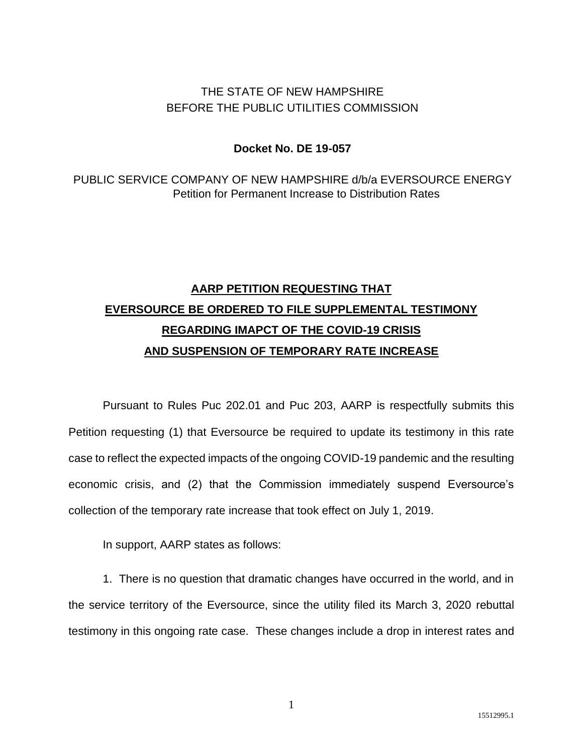THE STATE OF NEW HAMPSHIRE
BEFORE THE PUBLIC UTILITIES COMMISSION

**Docket No. DE 19-057**

PUBLIC SERVICE COMPANY OF NEW HAMPSHIRE d/b/a EVERSOURCE ENERGY
Petition for Permanent Increase to Distribution Rates

# AARP PETITION REQUESTING THAT EVERSOURCE BE ORDERED TO FILE SUPPLEMENTAL TESTIMONY REGARDING IMAPCT OF THE COVID-19 CRISIS AND SUSPENSION OF TEMPORARY RATE INCREASE

Pursuant to Rules Puc 202.01 and Puc 203, AARP is respectfully submits this Petition requesting (1) that Eversource be required to update its testimony in this rate case to reflect the expected impacts of the ongoing COVID-19 pandemic and the resulting economic crisis, and (2) that the Commission immediately suspend Eversource's collection of the temporary rate increase that took effect on July 1, 2019.

In support, AARP states as follows:

1. There is no question that dramatic changes have occurred in the world, and in the service territory of the Eversource, since the utility filed its March 3, 2020 rebuttal testimony in this ongoing rate case. These changes include a drop in interest rates and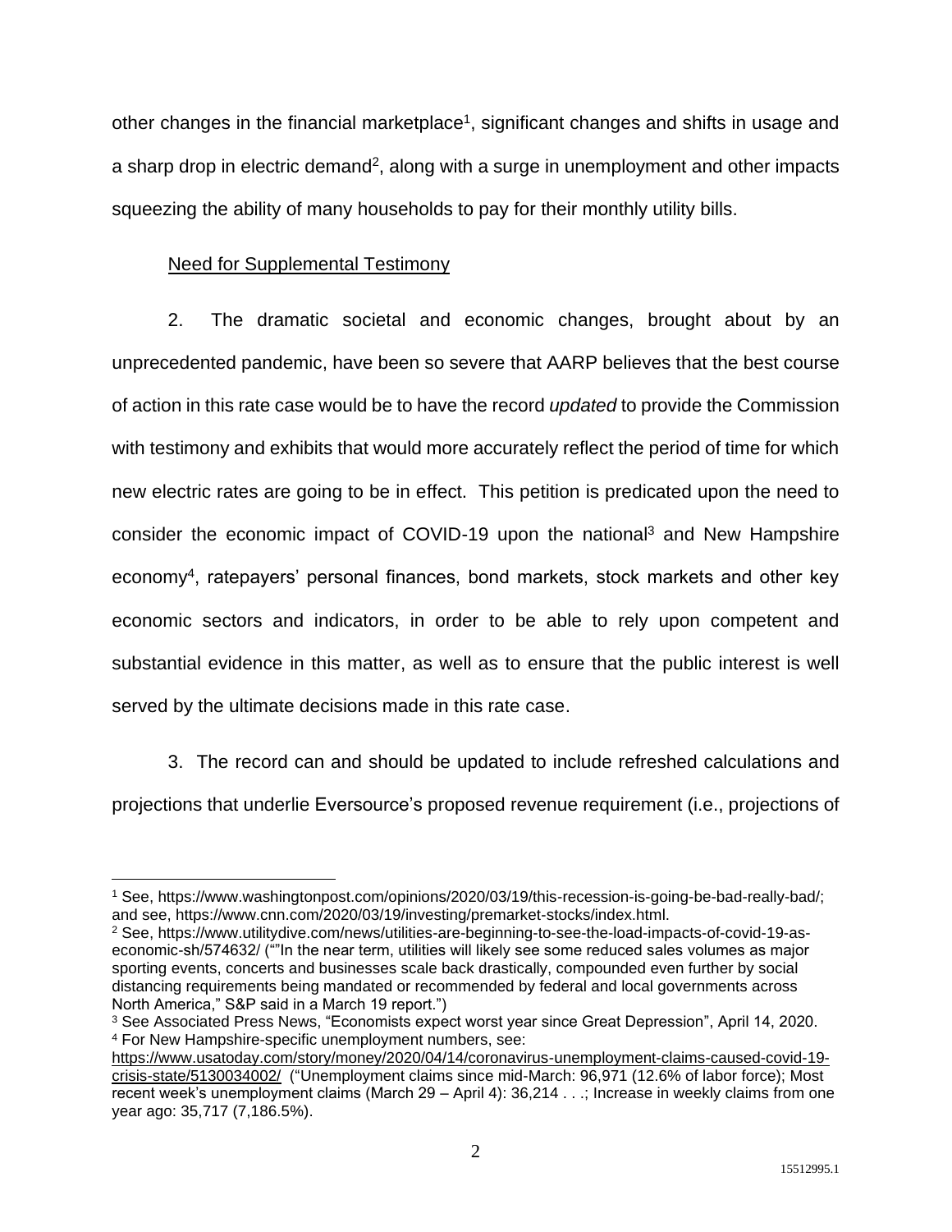other changes in the financial marketplace[1], significant changes and shifts in usage and a sharp drop in electric demand[2], along with a surge in unemployment and other impacts squeezing the ability of many households to pay for their monthly utility bills.

Need for Supplemental Testimony

2. The dramatic societal and economic changes, brought about by an unprecedented pandemic, have been so severe that AARP believes that the best course of action in this rate case would be to have the record *updated* to provide the Commission with testimony and exhibits that would more accurately reflect the period of time for which new electric rates are going to be in effect. This petition is predicated upon the need to consider the economic impact of COVID-19 upon the national[3] and New Hampshire economy[4], ratepayers' personal finances, bond markets, stock markets and other key economic sectors and indicators, in order to be able to rely upon competent and substantial evidence in this matter, as well as to ensure that the public interest is well served by the ultimate decisions made in this rate case.

3. The record can and should be updated to include refreshed calculations and projections that underlie Eversource's proposed revenue requirement (i.e., projections of

---

[1] See, https://www.washingtonpost.com/opinions/2020/03/19/this-recession-is-going-be-bad-really-bad/; and see, https://www.cnn.com/2020/03/19/investing/premarket-stocks/index.html.

[2] See, https://www.utilitydive.com/news/utilities-are-beginning-to-see-the-load-impacts-of-covid-19-as-economic-sh/574632/ (""In the near term, utilities will likely see some reduced sales volumes as major sporting events, concerts and businesses scale back drastically, compounded even further by social distancing requirements being mandated or recommended by federal and local governments across North America," S&P said in a March 19 report.")

[3] See Associated Press News, "Economists expect worst year since Great Depression", April 14, 2020.

[4] For New Hampshire-specific unemployment numbers, see: https://www.usatoday.com/story/money/2020/04/14/coronavirus-unemployment-claims-caused-covid-19-crisis-state/5130034002/ ("Unemployment claims since mid-March: 96,971 (12.6% of labor force); Most recent week's unemployment claims (March 29 – April 4): 36,214 . . .; Increase in weekly claims from one year ago: 35,717 (7,186.5%).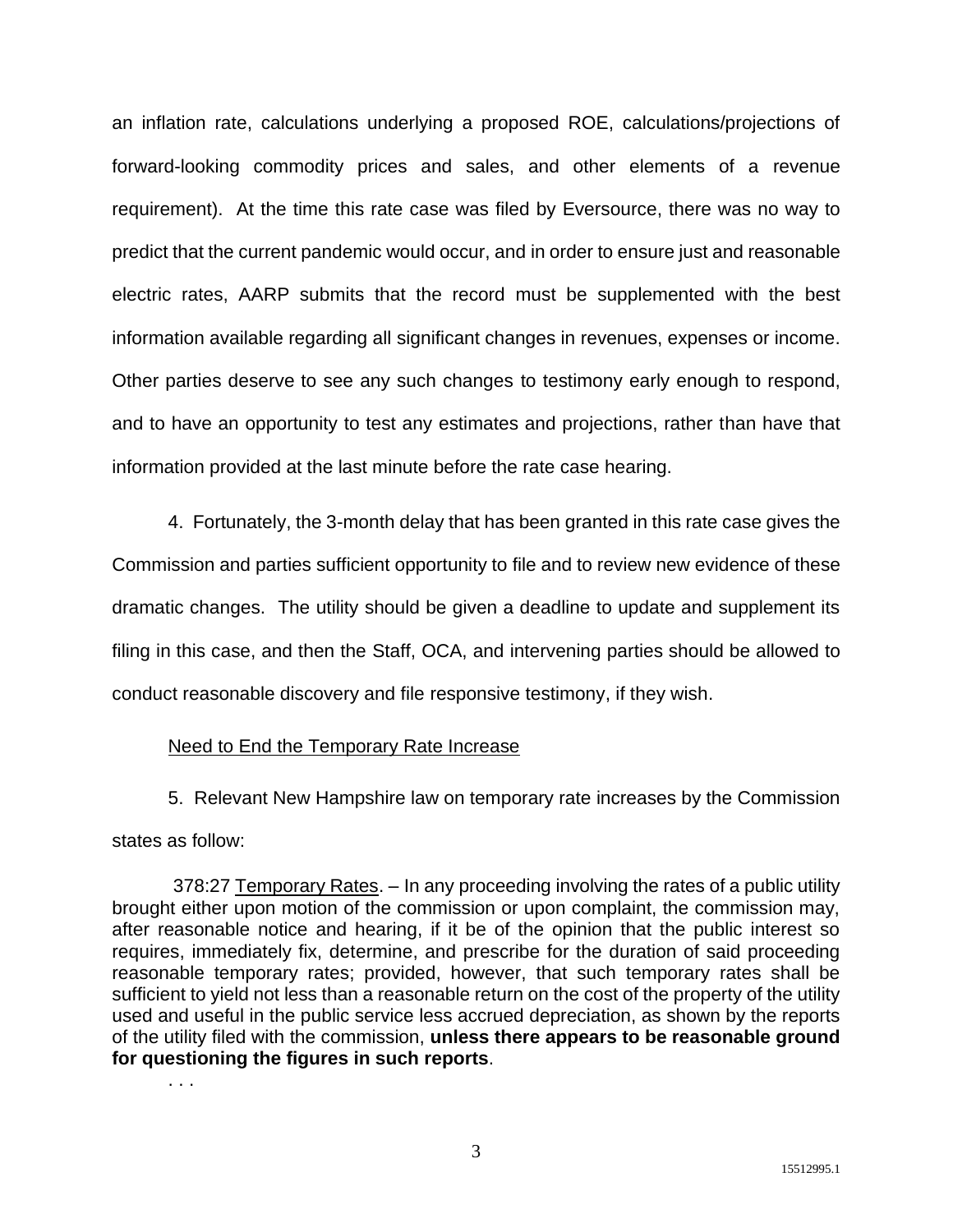an inflation rate, calculations underlying a proposed ROE, calculations/projections of forward-looking commodity prices and sales, and other elements of a revenue requirement). At the time this rate case was filed by Eversource, there was no way to predict that the current pandemic would occur, and in order to ensure just and reasonable electric rates, AARP submits that the record must be supplemented with the best information available regarding all significant changes in revenues, expenses or income. Other parties deserve to see any such changes to testimony early enough to respond, and to have an opportunity to test any estimates and projections, rather than have that information provided at the last minute before the rate case hearing.

4. Fortunately, the 3-month delay that has been granted in this rate case gives the Commission and parties sufficient opportunity to file and to review new evidence of these dramatic changes. The utility should be given a deadline to update and supplement its filing in this case, and then the Staff, OCA, and intervening parties should be allowed to conduct reasonable discovery and file responsive testimony, if they wish.

<u>Need to End the Temporary Rate Increase</u>

5. Relevant New Hampshire law on temporary rate increases by the Commission states as follow:

> 378:27 <u>Temporary Rates</u>. – In any proceeding involving the rates of a public utility brought either upon motion of the commission or upon complaint, the commission may, after reasonable notice and hearing, if it be of the opinion that the public interest so requires, immediately fix, determine, and prescribe for the duration of said proceeding reasonable temporary rates; provided, however, that such temporary rates shall be sufficient to yield not less than a reasonable return on the cost of the property of the utility used and useful in the public service less accrued depreciation, as shown by the reports of the utility filed with the commission, **unless there appears to be reasonable ground for questioning the figures in such reports**.
>
> . . .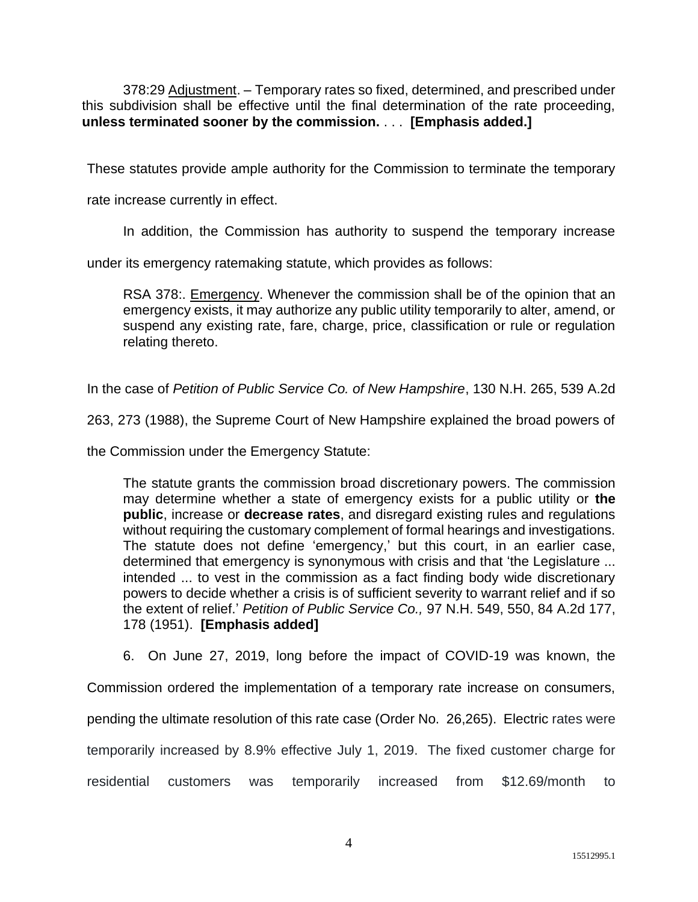> 378:29 Adjustment. – Temporary rates so fixed, determined, and prescribed under this subdivision shall be effective until the final determination of the rate proceeding, **unless terminated sooner by the commission.** . . . **[Emphasis added.]**

These statutes provide ample authority for the Commission to terminate the temporary rate increase currently in effect.

In addition, the Commission has authority to suspend the temporary increase under its emergency ratemaking statute, which provides as follows:

> RSA 378:. Emergency. Whenever the commission shall be of the opinion that an emergency exists, it may authorize any public utility temporarily to alter, amend, or suspend any existing rate, fare, charge, price, classification or rule or regulation relating thereto.

In the case of *Petition of Public Service Co. of New Hampshire*, 130 N.H. 265, 539 A.2d 263, 273 (1988), the Supreme Court of New Hampshire explained the broad powers of the Commission under the Emergency Statute:

> The statute grants the commission broad discretionary powers. The commission may determine whether a state of emergency exists for a public utility or **the public**, increase or **decrease rates**, and disregard existing rules and regulations without requiring the customary complement of formal hearings and investigations. The statute does not define 'emergency,' but this court, in an earlier case, determined that emergency is synonymous with crisis and that 'the Legislature ... intended ... to vest in the commission as a fact finding body wide discretionary powers to decide whether a crisis is of sufficient severity to warrant relief and if so the extent of relief.' *Petition of Public Service Co.,* 97 N.H. 549, 550, 84 A.2d 177, 178 (1951). **[Emphasis added]**

6. On June 27, 2019, long before the impact of COVID-19 was known, the Commission ordered the implementation of a temporary rate increase on consumers, pending the ultimate resolution of this rate case (Order No. 26,265). Electric rates were temporarily increased by 8.9% effective July 1, 2019. The fixed customer charge for residential customers was temporarily increased from $12.69/month to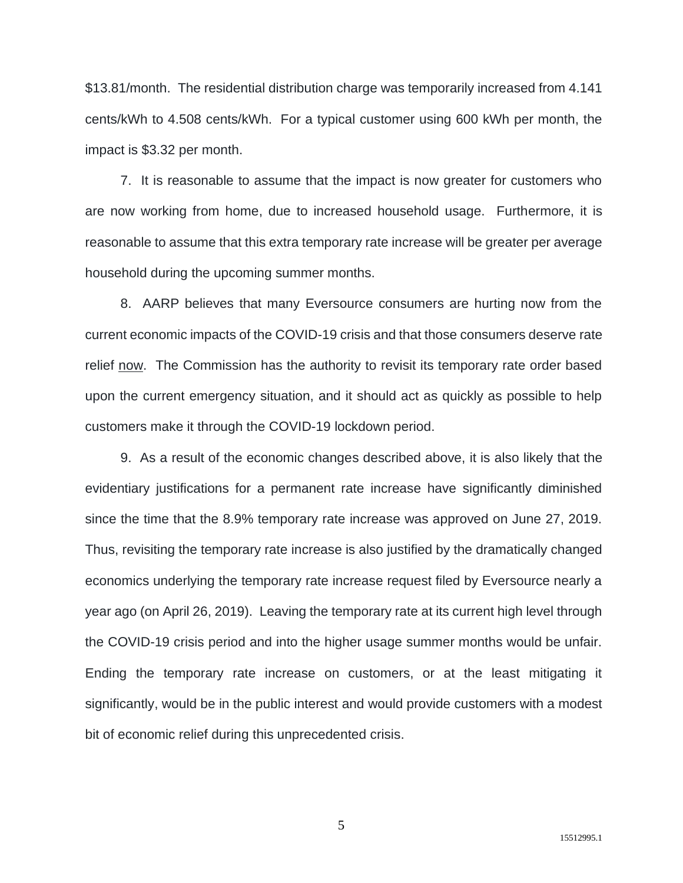$13.81/month. The residential distribution charge was temporarily increased from 4.141 cents/kWh to 4.508 cents/kWh. For a typical customer using 600 kWh per month, the impact is $3.32 per month.

7. It is reasonable to assume that the impact is now greater for customers who are now working from home, due to increased household usage. Furthermore, it is reasonable to assume that this extra temporary rate increase will be greater per average household during the upcoming summer months.

8. AARP believes that many Eversource consumers are hurting now from the current economic impacts of the COVID-19 crisis and that those consumers deserve rate relief <u>now</u>. The Commission has the authority to revisit its temporary rate order based upon the current emergency situation, and it should act as quickly as possible to help customers make it through the COVID-19 lockdown period.

9. As a result of the economic changes described above, it is also likely that the evidentiary justifications for a permanent rate increase have significantly diminished since the time that the 8.9% temporary rate increase was approved on June 27, 2019. Thus, revisiting the temporary rate increase is also justified by the dramatically changed economics underlying the temporary rate increase request filed by Eversource nearly a year ago (on April 26, 2019). Leaving the temporary rate at its current high level through the COVID-19 crisis period and into the higher usage summer months would be unfair. Ending the temporary rate increase on customers, or at the least mitigating it significantly, would be in the public interest and would provide customers with a modest bit of economic relief during this unprecedented crisis.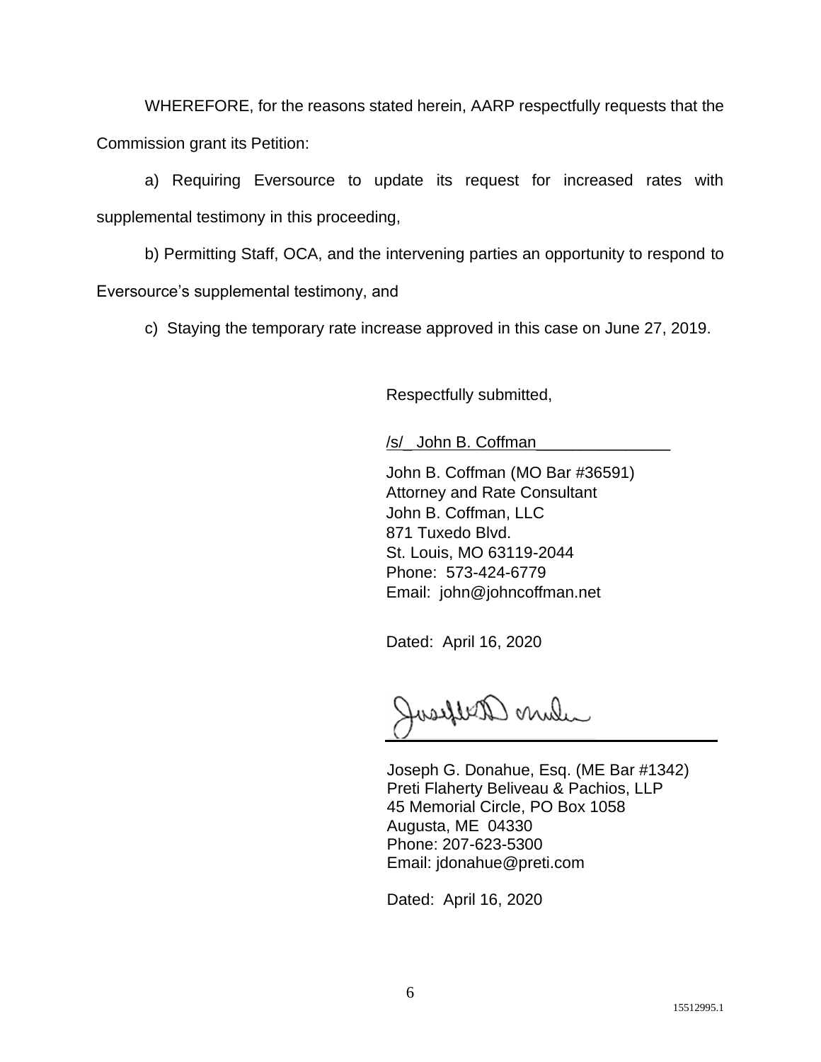WHEREFORE, for the reasons stated herein, AARP respectfully requests that the Commission grant its Petition:

a) Requiring Eversource to update its request for increased rates with supplemental testimony in this proceeding,

b) Permitting Staff, OCA, and the intervening parties an opportunity to respond to Eversource's supplemental testimony, and

c) Staying the temporary rate increase approved in this case on June 27, 2019.

Respectfully submitted,

/s/_ John B. Coffman_______________

John B. Coffman (MO Bar #36591)
Attorney and Rate Consultant
John B. Coffman, LLC
871 Tuxedo Blvd.
St. Louis, MO 63119-2044
Phone: 573-424-6779
Email: john@johncoffman.net

Dated: April 16, 2020

_________________________________

Joseph G. Donahue, Esq. (ME Bar #1342)
Preti Flaherty Beliveau & Pachios, LLP
45 Memorial Circle, PO Box 1058
Augusta, ME 04330
Phone: 207-623-5300
Email: jdonahue@preti.com

Dated: April 16, 2020

15512995.1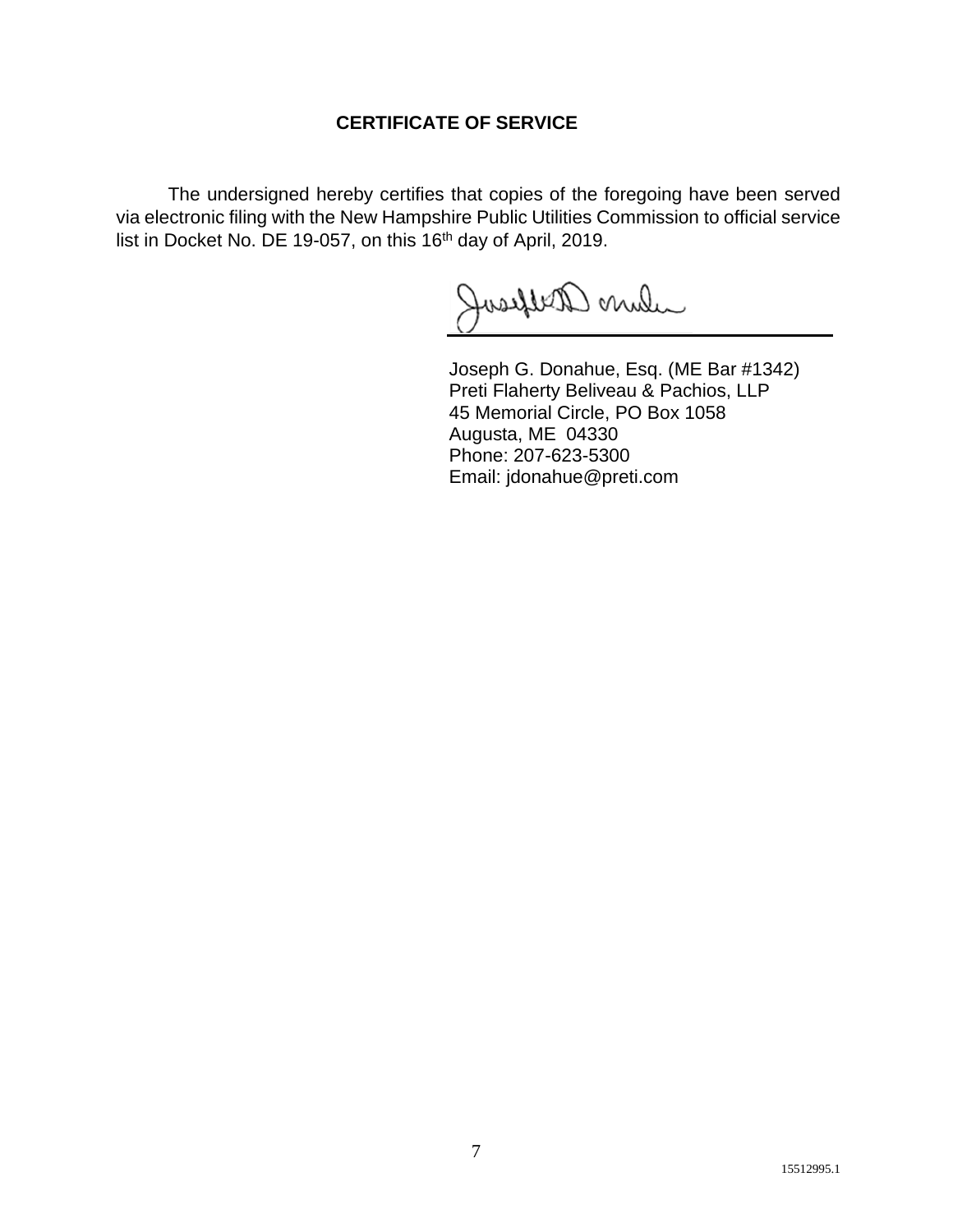## CERTIFICATE OF SERVICE

The undersigned hereby certifies that copies of the foregoing have been served via electronic filing with the New Hampshire Public Utilities Commission to official service list in Docket No. DE 19-057, on this 16th day of April, 2019.

Joseph G. Donahue, Esq. (ME Bar #1342)
Preti Flaherty Beliveau & Pachios, LLP
45 Memorial Circle, PO Box 1058
Augusta, ME 04330
Phone: 207-623-5300
Email: jdonahue@preti.com

15512995.1